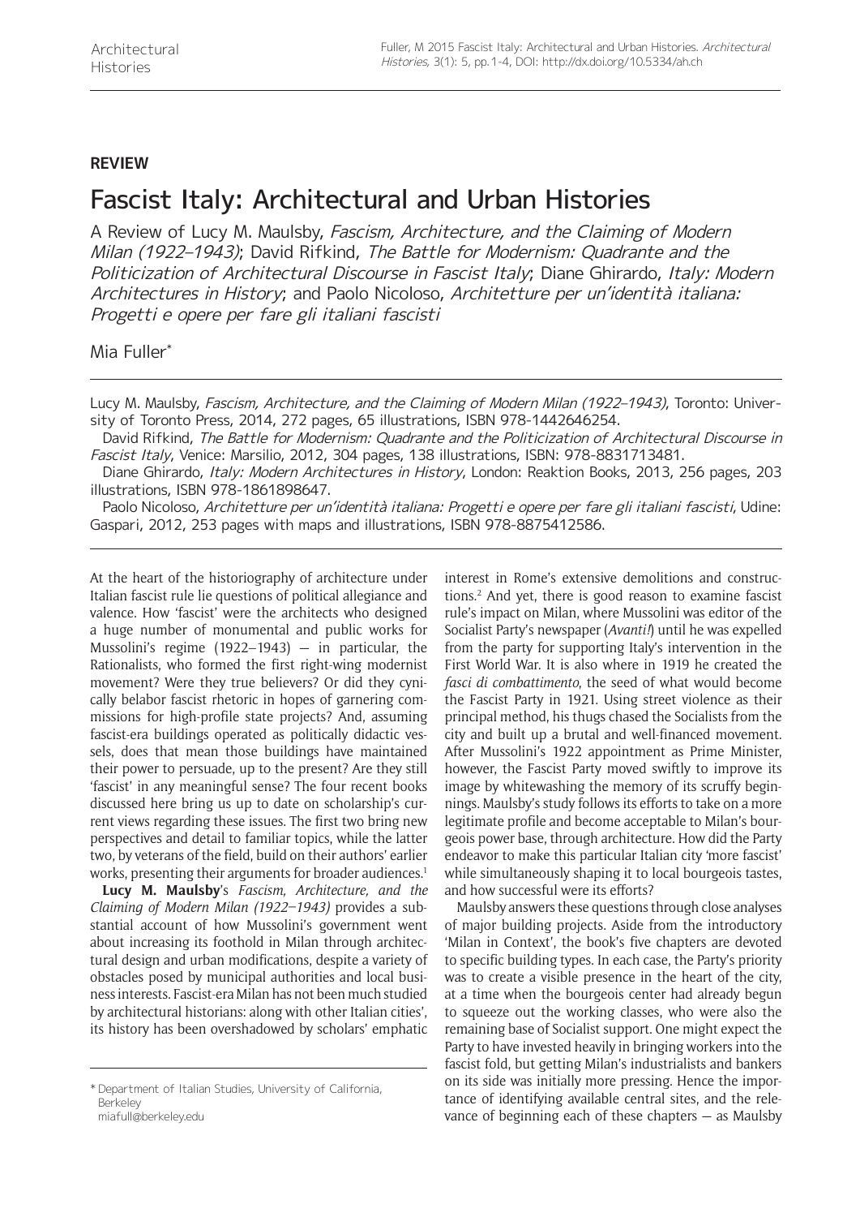**REVIEW**

# Fascist Italy: Architectural and Urban Histories

A Review of Lucy M. Maulsby, *Fascism, Architecture, and the Claiming of Modern Milan (1922–1943)*; David Rifkind, *The Battle for Modernism: Quadrante and the Politicization of Architectural Discourse in Fascist Italy*; Diane Ghirardo, *Italy: Modern Architectures in History*; and Paolo Nicoloso, *Architetture per un'identità italiana: Progetti e opere per fare gli italiani fascisti*

Mia Fuller*

---

Lucy M. Maulsby, *Fascism, Architecture, and the Claiming of Modern Milan (1922–1943)*, Toronto: University of Toronto Press, 2014, 272 pages, 65 illustrations, ISBN 978-1442646254.

David Rifkind, *The Battle for Modernism: Quadrante and the Politicization of Architectural Discourse in Fascist Italy*, Venice: Marsilio, 2012, 304 pages, 138 illustrations, ISBN: 978-8831713481.

Diane Ghirardo, *Italy: Modern Architectures in History*, London: Reaktion Books, 2013, 256 pages, 203 illustrations, ISBN 978-1861898647.

Paolo Nicoloso, *Architetture per un'identità italiana: Progetti e opere per fare gli italiani fascisti*, Udine: Gaspari, 2012, 253 pages with maps and illustrations, ISBN 978-8875412586.

---

At the heart of the historiography of architecture under Italian fascist rule lie questions of political allegiance and valence. How 'fascist' were the architects who designed a huge number of monumental and public works for Mussolini's regime (1922–1943) — in particular, the Rationalists, who formed the first right-wing modernist movement? Were they true believers? Or did they cynically belabor fascist rhetoric in hopes of garnering commissions for high-profile state projects? And, assuming fascist-era buildings operated as politically didactic vessels, does that mean those buildings have maintained their power to persuade, up to the present? Are they still 'fascist' in any meaningful sense? The four recent books discussed here bring us up to date on scholarship's current views regarding these issues. The first two bring new perspectives and detail to familiar topics, while the latter two, by veterans of the field, build on their authors' earlier works, presenting their arguments for broader audiences.[1]

**Lucy M. Maulsby**'s *Fascism, Architecture, and the Claiming of Modern Milan (1922–1943)* provides a substantial account of how Mussolini's government went about increasing its foothold in Milan through architectural design and urban modifications, despite a variety of obstacles posed by municipal authorities and local business interests. Fascist-era Milan has not been much studied by architectural historians: along with other Italian cities', its history has been overshadowed by scholars' emphatic interest in Rome's extensive demolitions and constructions.[2] And yet, there is good reason to examine fascist rule's impact on Milan, where Mussolini was editor of the Socialist Party's newspaper (*Avanti!*) until he was expelled from the party for supporting Italy's intervention in the First World War. It is also where in 1919 he created the *fasci di combattimento*, the seed of what would become the Fascist Party in 1921. Using street violence as their principal method, his thugs chased the Socialists from the city and built up a brutal and well-financed movement. After Mussolini's 1922 appointment as Prime Minister, however, the Fascist Party moved swiftly to improve its image by whitewashing the memory of its scruffy beginnings. Maulsby's study follows its efforts to take on a more legitimate profile and become acceptable to Milan's bourgeois power base, through architecture. How did the Party endeavor to make this particular Italian city 'more fascist' while simultaneously shaping it to local bourgeois tastes, and how successful were its efforts?

Maulsby answers these questions through close analyses of major building projects. Aside from the introductory 'Milan in Context', the book's five chapters are devoted to specific building types. In each case, the Party's priority was to create a visible presence in the heart of the city, at a time when the bourgeois center had already begun to squeeze out the working classes, who were also the remaining base of Socialist support. One might expect the Party to have invested heavily in bringing workers into the fascist fold, but getting Milan's industrialists and bankers on its side was initially more pressing. Hence the importance of identifying available central sites, and the relevance of beginning each of these chapters — as Maulsby

---

\* Department of Italian Studies, University of California, Berkeley
miafull@berkeley.edu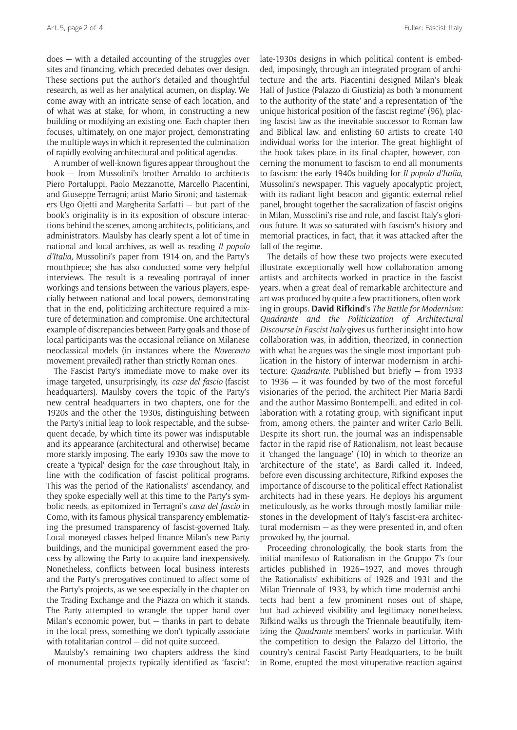does — with a detailed accounting of the struggles over sites and financing, which preceded debates over design. These sections put the author's detailed and thoughtful research, as well as her analytical acumen, on display. We come away with an intricate sense of each location, and of what was at stake, for whom, in constructing a new building or modifying an existing one. Each chapter then focuses, ultimately, on one major project, demonstrating the multiple ways in which it represented the culmination of rapidly evolving architectural and political agendas.

A number of well-known figures appear throughout the book — from Mussolini's brother Arnaldo to architects Piero Portaluppi, Paolo Mezzanotte, Marcello Piacentini, and Giuseppe Terragni; artist Mario Sironi; and tastemakers Ugo Ojetti and Margherita Sarfatti — but part of the book's originality is in its exposition of obscure interactions behind the scenes, among architects, politicians, and administrators. Maulsby has clearly spent a lot of time in national and local archives, as well as reading *Il popolo d'Italia*, Mussolini's paper from 1914 on, and the Party's mouthpiece; she has also conducted some very helpful interviews. The result is a revealing portrayal of inner workings and tensions between the various players, especially between national and local powers, demonstrating that in the end, politicizing architecture required a mixture of determination and compromise. One architectural example of discrepancies between Party goals and those of local participants was the occasional reliance on Milanese neoclassical models (in instances where the *Novecento* movement prevailed) rather than strictly Roman ones.

The Fascist Party's immediate move to make over its image targeted, unsurprisingly, its *case del fascio* (fascist headquarters). Maulsby covers the topic of the Party's new central headquarters in two chapters, one for the 1920s and the other the 1930s, distinguishing between the Party's initial leap to look respectable, and the subsequent decade, by which time its power was indisputable and its appearance (architectural and otherwise) became more starkly imposing. The early 1930s saw the move to create a 'typical' design for the *case* throughout Italy, in line with the codification of fascist political programs. This was the period of the Rationalists' ascendancy, and they spoke especially well at this time to the Party's symbolic needs, as epitomized in Terragni's *casa del fascio* in Como, with its famous physical transparency emblematizing the presumed transparency of fascist-governed Italy. Local moneyed classes helped finance Milan's new Party buildings, and the municipal government eased the process by allowing the Party to acquire land inexpensively. Nonetheless, conflicts between local business interests and the Party's prerogatives continued to affect some of the Party's projects, as we see especially in the chapter on the Trading Exchange and the Piazza on which it stands. The Party attempted to wrangle the upper hand over Milan's economic power, but — thanks in part to debate in the local press, something we don't typically associate with totalitarian control — did not quite succeed.

Maulsby's remaining two chapters address the kind of monumental projects typically identified as 'fascist': late-1930s designs in which political content is embedded, imposingly, through an integrated program of architecture and the arts. Piacentini designed Milan's bleak Hall of Justice (Palazzo di Giustizia) as both 'a monument to the authority of the state' and a representation of 'the unique historical position of the fascist regime' (96), placing fascist law as the inevitable successor to Roman law and Biblical law, and enlisting 60 artists to create 140 individual works for the interior. The great highlight of the book takes place in its final chapter, however, concerning the monument to fascism to end all monuments to fascism: the early-1940s building for *Il popolo d'Italia*, Mussolini's newspaper. This vaguely apocalyptic project, with its radiant light beacon and gigantic external relief panel, brought together the sacralization of fascist origins in Milan, Mussolini's rise and rule, and fascist Italy's glorious future. It was so saturated with fascism's history and memorial practices, in fact, that it was attacked after the fall of the regime.

The details of how these two projects were executed illustrate exceptionally well how collaboration among artists and architects worked in practice in the fascist years, when a great deal of remarkable architecture and art was produced by quite a few practitioners, often working in groups. **David Rifkind**'s *The Battle for Modernism: Quadrante and the Politicization of Architectural Discourse in Fascist Italy* gives us further insight into how collaboration was, in addition, theorized, in connection with what he argues was the single most important publication in the history of interwar modernism in architecture: *Quadrante*. Published but briefly — from 1933 to 1936 — it was founded by two of the most forceful visionaries of the period, the architect Pier Maria Bardi and the author Massimo Bontempelli, and edited in collaboration with a rotating group, with significant input from, among others, the painter and writer Carlo Belli. Despite its short run, the journal was an indispensable factor in the rapid rise of Rationalism, not least because it 'changed the language' (10) in which to theorize an 'architecture of the state', as Bardi called it. Indeed, before even discussing architecture, Rifkind exposes the importance of discourse to the political effect Rationalist architects had in these years. He deploys his argument meticulously, as he works through mostly familiar milestones in the development of Italy's fascist-era architectural modernism — as they were presented in, and often provoked by, the journal.

Proceeding chronologically, the book starts from the initial manifesto of Rationalism in the Gruppo 7's four articles published in 1926–1927, and moves through the Rationalists' exhibitions of 1928 and 1931 and the Milan Triennale of 1933, by which time modernist architects had bent a few prominent noses out of shape, but had achieved visibility and legitimacy nonetheless. Rifkind walks us through the Triennale beautifully, itemizing the *Quadrante* members' works in particular. With the competition to design the Palazzo del Littorio, the country's central Fascist Party Headquarters, to be built in Rome, erupted the most vituperative reaction against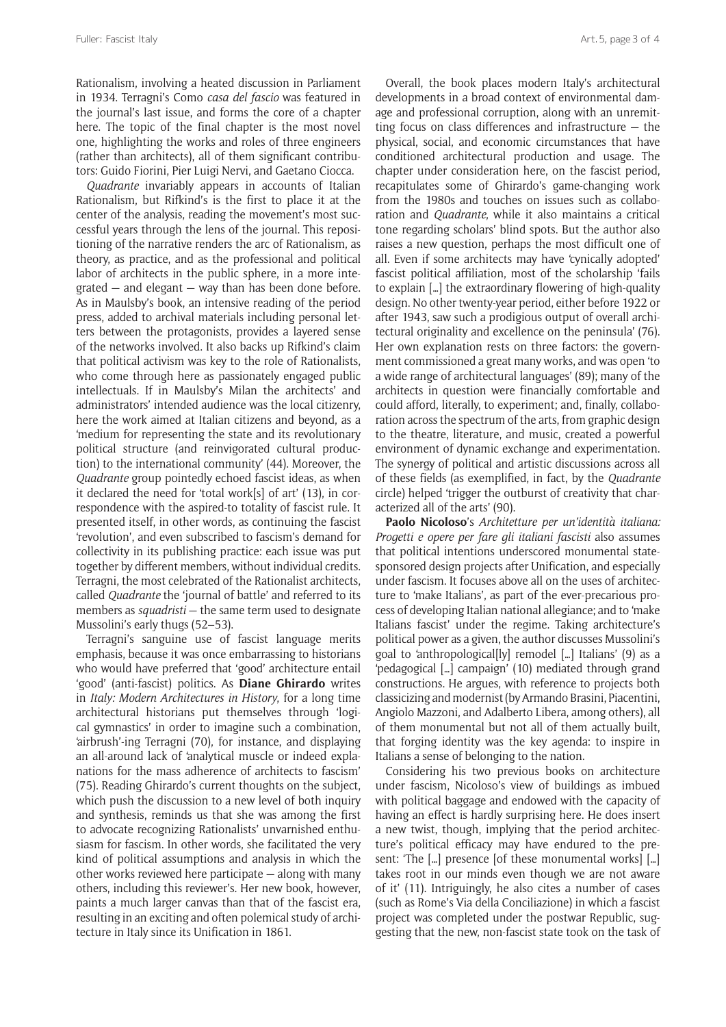Rationalism, involving a heated discussion in Parliament in 1934. Terragni's Como *casa del fascio* was featured in the journal's last issue, and forms the core of a chapter here. The topic of the final chapter is the most novel one, highlighting the works and roles of three engineers (rather than architects), all of them significant contributors: Guido Fiorini, Pier Luigi Nervi, and Gaetano Ciocca.

*Quadrante* invariably appears in accounts of Italian Rationalism, but Rifkind's is the first to place it at the center of the analysis, reading the movement's most successful years through the lens of the journal. This repositioning of the narrative renders the arc of Rationalism, as theory, as practice, and as the professional and political labor of architects in the public sphere, in a more integrated — and elegant — way than has been done before. As in Maulsby's book, an intensive reading of the period press, added to archival materials including personal letters between the protagonists, provides a layered sense of the networks involved. It also backs up Rifkind's claim that political activism was key to the role of Rationalists, who come through here as passionately engaged public intellectuals. If in Maulsby's Milan the architects' and administrators' intended audience was the local citizenry, here the work aimed at Italian citizens and beyond, as a 'medium for representing the state and its revolutionary political structure (and reinvigorated cultural production) to the international community' (44). Moreover, the *Quadrante* group pointedly echoed fascist ideas, as when it declared the need for 'total work[s] of art' (13), in correspondence with the aspired-to totality of fascist rule. It presented itself, in other words, as continuing the fascist 'revolution', and even subscribed to fascism's demand for collectivity in its publishing practice: each issue was put together by different members, without individual credits. Terragni, the most celebrated of the Rationalist architects, called *Quadrante* the 'journal of battle' and referred to its members as *squadristi* — the same term used to designate Mussolini's early thugs (52–53).

Terragni's sanguine use of fascist language merits emphasis, because it was once embarrassing to historians who would have preferred that 'good' architecture entail 'good' (anti-fascist) politics. As **Diane Ghirardo** writes in *Italy: Modern Architectures in History*, for a long time architectural historians put themselves through 'logical gymnastics' in order to imagine such a combination, 'airbrush'-ing Terragni (70), for instance, and displaying an all-around lack of 'analytical muscle or indeed explanations for the mass adherence of architects to fascism' (75). Reading Ghirardo's current thoughts on the subject, which push the discussion to a new level of both inquiry and synthesis, reminds us that she was among the first to advocate recognizing Rationalists' unvarnished enthusiasm for fascism. In other words, she facilitated the very kind of political assumptions and analysis in which the other works reviewed here participate — along with many others, including this reviewer's. Her new book, however, paints a much larger canvas than that of the fascist era, resulting in an exciting and often polemical study of architecture in Italy since its Unification in 1861.

Overall, the book places modern Italy's architectural developments in a broad context of environmental damage and professional corruption, along with an unremitting focus on class differences and infrastructure — the physical, social, and economic circumstances that have conditioned architectural production and usage. The chapter under consideration here, on the fascist period, recapitulates some of Ghirardo's game-changing work from the 1980s and touches on issues such as collaboration and *Quadrante*, while it also maintains a critical tone regarding scholars' blind spots. But the author also raises a new question, perhaps the most difficult one of all. Even if some architects may have 'cynically adopted' fascist political affiliation, most of the scholarship 'fails to explain […] the extraordinary flowering of high-quality design. No other twenty-year period, either before 1922 or after 1943, saw such a prodigious output of overall architectural originality and excellence on the peninsula' (76). Her own explanation rests on three factors: the government commissioned a great many works, and was open 'to a wide range of architectural languages' (89); many of the architects in question were financially comfortable and could afford, literally, to experiment; and, finally, collaboration across the spectrum of the arts, from graphic design to the theatre, literature, and music, created a powerful environment of dynamic exchange and experimentation. The synergy of political and artistic discussions across all of these fields (as exemplified, in fact, by the *Quadrante* circle) helped 'trigger the outburst of creativity that characterized all of the arts' (90).

**Paolo Nicoloso**'s *Architetture per un'identità italiana: Progetti e opere per fare gli italiani fascisti* also assumes that political intentions underscored monumental state-sponsored design projects after Unification, and especially under fascism. It focuses above all on the uses of architecture to 'make Italians', as part of the ever-precarious process of developing Italian national allegiance; and to 'make Italians fascist' under the regime. Taking architecture's political power as a given, the author discusses Mussolini's goal to 'anthropological[ly] remodel […] Italians' (9) as a 'pedagogical […] campaign' (10) mediated through grand constructions. He argues, with reference to projects both classicizing and modernist (by Armando Brasini, Piacentini, Angiolo Mazzoni, and Adalberto Libera, among others), all of them monumental but not all of them actually built, that forging identity was the key agenda: to inspire in Italians a sense of belonging to the nation.

Considering his two previous books on architecture under fascism, Nicoloso's view of buildings as imbued with political baggage and endowed with the capacity of having an effect is hardly surprising here. He does insert a new twist, though, implying that the period architecture's political efficacy may have endured to the present: 'The […] presence [of these monumental works] […] takes root in our minds even though we are not aware of it' (11). Intriguingly, he also cites a number of cases (such as Rome's Via della Conciliazione) in which a fascist project was completed under the postwar Republic, suggesting that the new, non-fascist state took on the task of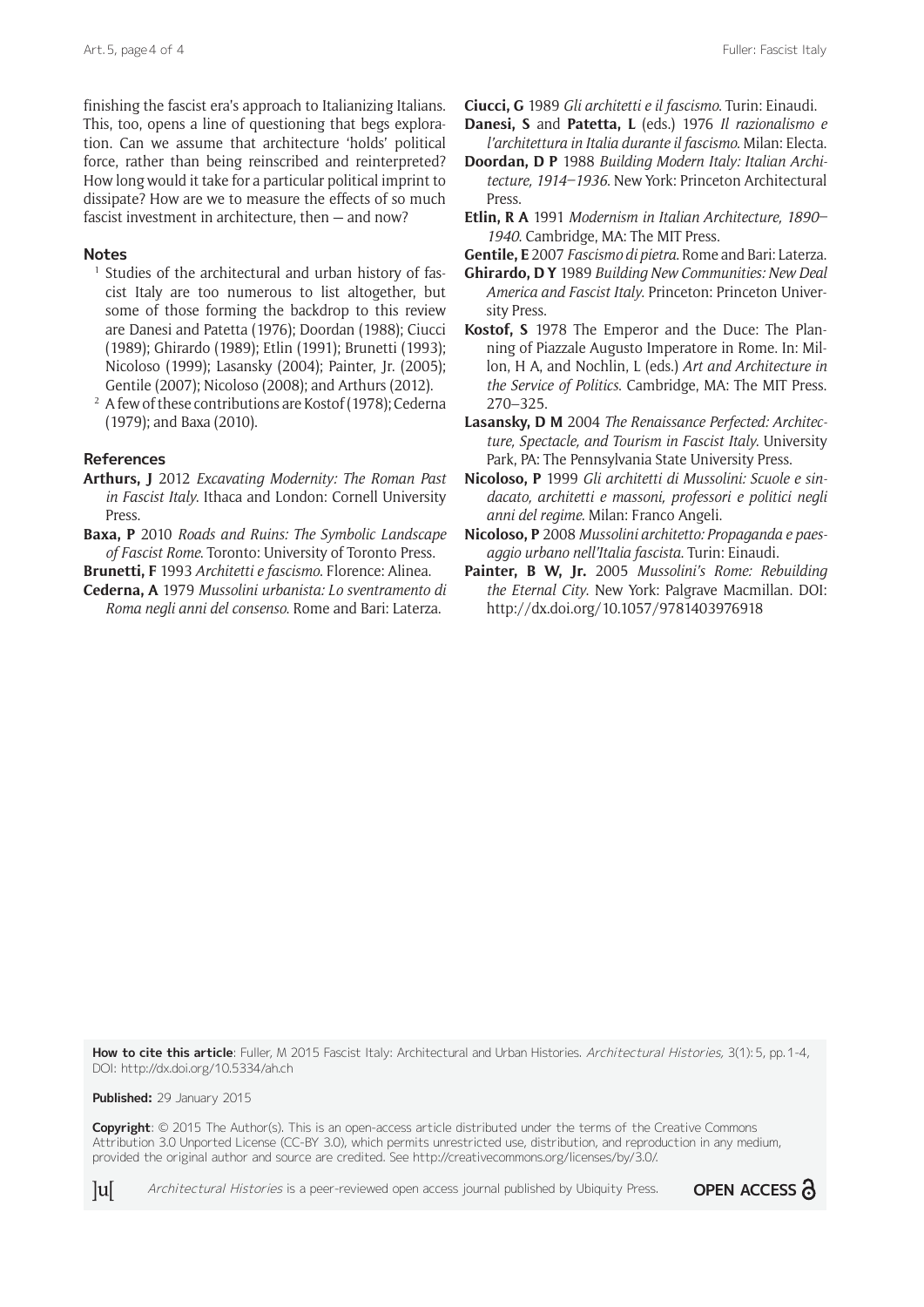finishing the fascist era's approach to Italianizing Italians. This, too, opens a line of questioning that begs exploration. Can we assume that architecture 'holds' political force, rather than being reinscribed and reinterpreted? How long would it take for a particular political imprint to dissipate? How are we to measure the effects of so much fascist investment in architecture, then — and now?

## Notes

[1] Studies of the architectural and urban history of fascist Italy are too numerous to list altogether, but some of those forming the backdrop to this review are Danesi and Patetta (1976); Doordan (1988); Ciucci (1989); Ghirardo (1989); Etlin (1991); Brunetti (1993); Nicoloso (1999); Lasansky (2004); Painter, Jr. (2005); Gentile (2007); Nicoloso (2008); and Arthurs (2012).

[2] A few of these contributions are Kostof (1978); Cederna (1979); and Baxa (2010).

## References

**Arthurs, J** 2012 *Excavating Modernity: The Roman Past in Fascist Italy*. Ithaca and London: Cornell University Press.

**Baxa, P** 2010 *Roads and Ruins: The Symbolic Landscape of Fascist Rome*. Toronto: University of Toronto Press.

**Brunetti, F** 1993 *Architetti e fascismo*. Florence: Alinea.

**Cederna, A** 1979 *Mussolini urbanista: Lo sventramento di Roma negli anni del consenso*. Rome and Bari: Laterza.

**Ciucci, G** 1989 *Gli architetti e il fascismo*. Turin: Einaudi.

**Danesi, S** and **Patetta, L** (eds.) 1976 *Il razionalismo e l'architettura in Italia durante il fascismo*. Milan: Electa.

**Doordan, D P** 1988 *Building Modern Italy: Italian Architecture, 1914–1936*. New York: Princeton Architectural Press.

**Etlin, R A** 1991 *Modernism in Italian Architecture, 1890–1940*. Cambridge, MA: The MIT Press.

**Gentile, E** 2007 *Fascismo di pietra*. Rome and Bari: Laterza.

**Ghirardo, D Y** 1989 *Building New Communities: New Deal America and Fascist Italy*. Princeton: Princeton University Press.

**Kostof, S** 1978 The Emperor and the Duce: The Planning of Piazzale Augusto Imperatore in Rome. In: Millon, H A, and Nochlin, L (eds.) *Art and Architecture in the Service of Politics*. Cambridge, MA: The MIT Press. 270–325.

**Lasansky, D M** 2004 *The Renaissance Perfected: Architecture, Spectacle, and Tourism in Fascist Italy*. University Park, PA: The Pennsylvania State University Press.

**Nicoloso, P** 1999 *Gli architetti di Mussolini: Scuole e sindacato, architetti e massoni, professori e politici negli anni del regime*. Milan: Franco Angeli.

**Nicoloso, P** 2008 *Mussolini architetto: Propaganda e paesaggio urbano nell'Italia fascista*. Turin: Einaudi.

**Painter, B W, Jr.** 2005 *Mussolini's Rome: Rebuilding the Eternal City*. New York: Palgrave Macmillan. DOI: http://dx.doi.org/10.1057/9781403976918

**How to cite this article**: Fuller, M 2015 Fascist Italy: Architectural and Urban Histories. *Architectural Histories,* 3(1): 5, pp. 1-4, DOI: http://dx.doi.org/10.5334/ah.ch

**Published:** 29 January 2015

**Copyright**: © 2015 The Author(s). This is an open-access article distributed under the terms of the Creative Commons Attribution 3.0 Unported License (CC-BY 3.0), which permits unrestricted use, distribution, and reproduction in any medium, provided the original author and source are credited. See http://creativecommons.org/licenses/by/3.0/.

*Architectural Histories* is a peer-reviewed open access journal published by Ubiquity Press.

**OPEN ACCESS**